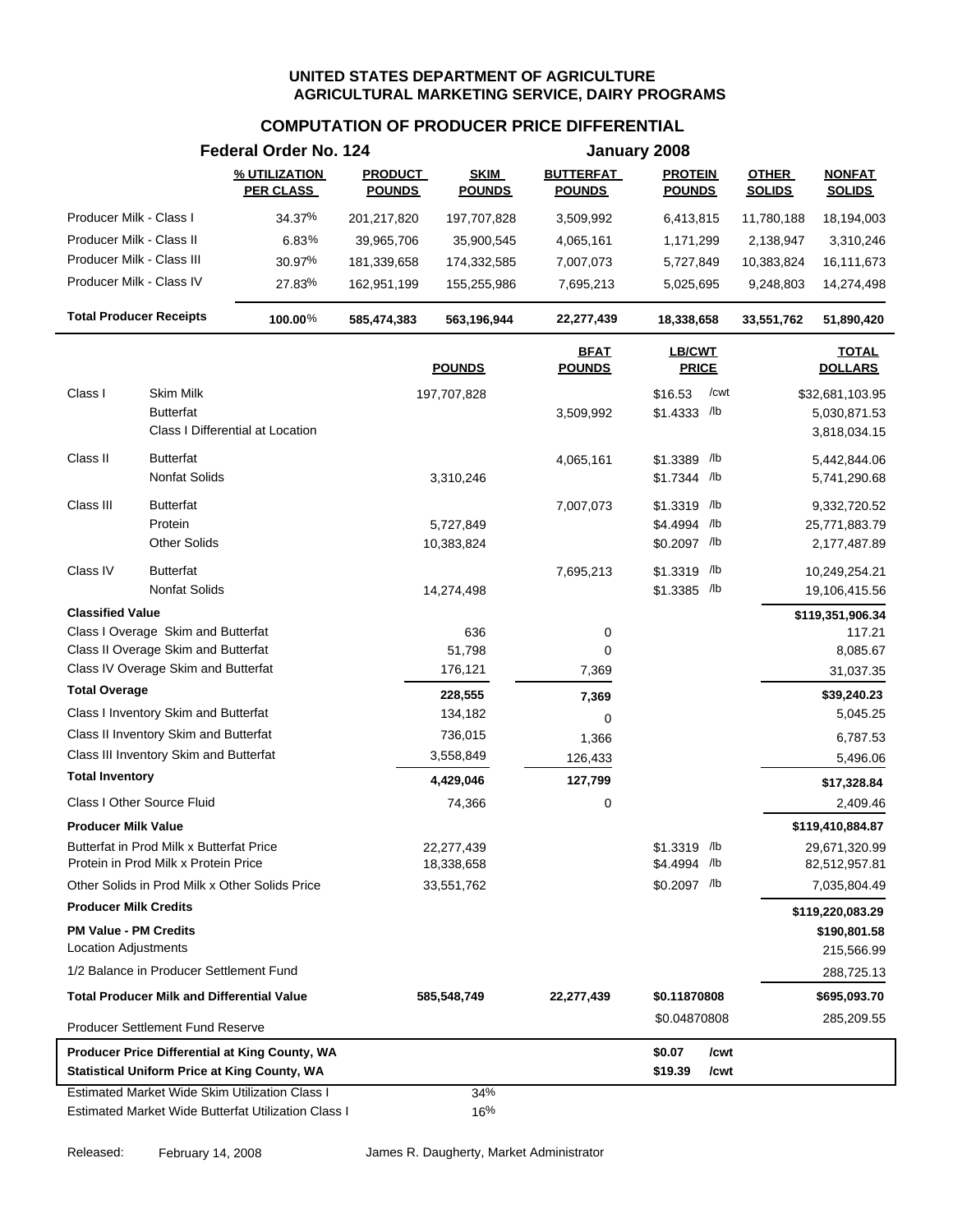**UNITED STATES DEPARTMENT OF AGRICULTURE**
**AGRICULTURAL MARKETING SERVICE, DAIRY PROGRAMS**

## COMPUTATION OF PRODUCER PRICE DIFFERENTIAL

**Federal Order No. 124** — **January 2008**

| | % UTILIZATION PER CLASS | PRODUCT POUNDS | SKIM POUNDS | BUTTERFAT POUNDS | PROTEIN POUNDS | OTHER SOLIDS | NONFAT SOLIDS |
|---|---|---|---|---|---|---|---|
| Producer Milk - Class I | 34.37% | 201,217,820 | 197,707,828 | 3,509,992 | 6,413,815 | 11,780,188 | 18,194,003 |
| Producer Milk - Class II | 6.83% | 39,965,706 | 35,900,545 | 4,065,161 | 1,171,299 | 2,138,947 | 3,310,246 |
| Producer Milk - Class III | 30.97% | 181,339,658 | 174,332,585 | 7,007,073 | 5,727,849 | 10,383,824 | 16,111,673 |
| Producer Milk - Class IV | 27.83% | 162,951,199 | 155,255,986 | 7,695,213 | 5,025,695 | 9,248,803 | 14,274,498 |
| **Total Producer Receipts** | **100.00%** | **585,474,383** | **563,196,944** | **22,277,439** | **18,338,658** | **33,551,762** | **51,890,420** |

| | | POUNDS | BFAT POUNDS | LB/CWT PRICE | TOTAL DOLLARS |
|---|---|---|---|---|---|
| Class I | Skim Milk | 197,707,828 | | $16.53 /cwt | $32,681,103.95 |
| | Butterfat | | 3,509,992 | $1.4333 /lb | 5,030,871.53 |
| | Class I Differential at Location | | | | 3,818,034.15 |
| Class II | Butterfat | | 4,065,161 | $1.3389 /lb | 5,442,844.06 |
| | Nonfat Solids | 3,310,246 | | $1.7344 /lb | 5,741,290.68 |
| Class III | Butterfat | | 7,007,073 | $1.3319 /lb | 9,332,720.52 |
| | Protein | 5,727,849 | | $4.4994 /lb | 25,771,883.79 |
| | Other Solids | 10,383,824 | | $0.2097 /lb | 2,177,487.89 |
| Class IV | Butterfat | | 7,695,213 | $1.3319 /lb | 10,249,254.21 |
| | Nonfat Solids | 14,274,498 | | $1.3385 /lb | 19,106,415.56 |
| **Classified Value** | | | | | **$119,351,906.34** |
| Class I Overage Skim and Butterfat | | 636 | 0 | | 117.21 |
| Class II Overage Skim and Butterfat | | 51,798 | 0 | | 8,085.67 |
| Class IV Overage Skim and Butterfat | | 176,121 | 7,369 | | 31,037.35 |
| **Total Overage** | | **228,555** | **7,369** | | **$39,240.23** |
| Class I Inventory Skim and Butterfat | | 134,182 | 0 | | 5,045.25 |
| Class II Inventory Skim and Butterfat | | 736,015 | 1,366 | | 6,787.53 |
| Class III Inventory Skim and Butterfat | | 3,558,849 | 126,433 | | 5,496.06 |
| **Total Inventory** | | **4,429,046** | **127,799** | | **$17,328.84** |
| Class I Other Source Fluid | | 74,366 | 0 | | 2,409.46 |
| **Producer Milk Value** | | | | | **$119,410,884.87** |
| Butterfat in Prod Milk x Butterfat Price | | 22,277,439 | | $1.3319 /lb | 29,671,320.99 |
| Protein in Prod Milk x Protein Price | | 18,338,658 | | $4.4994 /lb | 82,512,957.81 |
| Other Solids in Prod Milk x Other Solids Price | | 33,551,762 | | $0.2097 /lb | 7,035,804.49 |
| **Producer Milk Credits** | | | | | **$119,220,083.29** |
| **PM Value - PM Credits** | | | | | **$190,801.58** |
| Location Adjustments | | | | | 215,566.99 |
| 1/2 Balance in Producer Settlement Fund | | | | | 288,725.13 |
| **Total Producer Milk and Differential Value** | | **585,548,749** | **22,277,439** | **$0.11870808** | **$695,093.70** |
| Producer Settlement Fund Reserve | | | | $0.04870808 | 285,209.55 |
| **Producer Price Differential at King County, WA** | | | | **$0.07 /cwt** | |
| **Statistical Uniform Price at King County, WA** | | | | **$19.39 /cwt** | |
| Estimated Market Wide Skim Utilization Class I | | 34% | | | |
| Estimated Market Wide Butterfat Utilization Class I | | 16% | | | |

Released: February 14, 2008 — James R. Daugherty, Market Administrator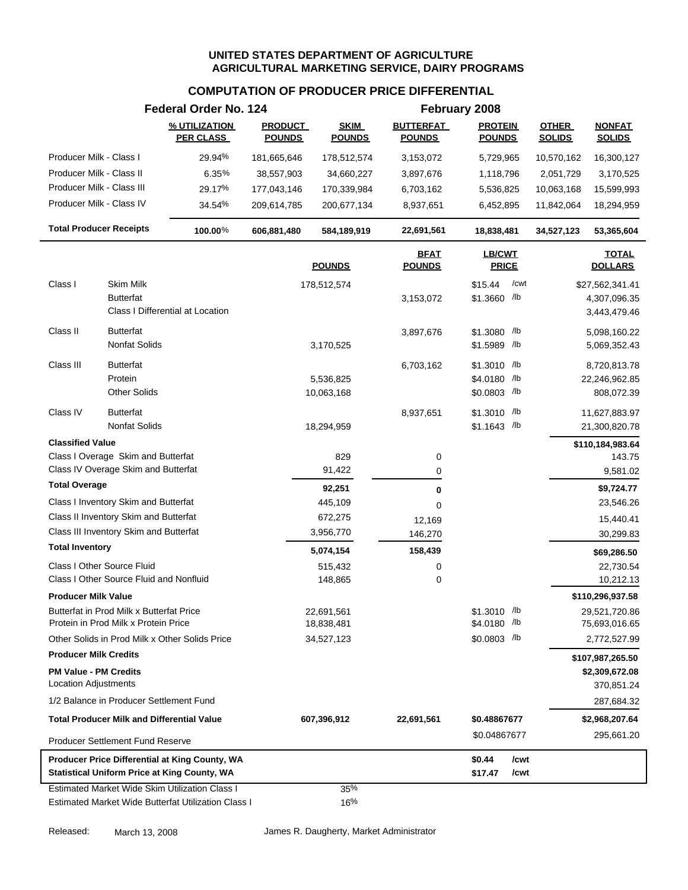**UNITED STATES DEPARTMENT OF AGRICULTURE**
**AGRICULTURAL MARKETING SERVICE, DAIRY PROGRAMS**

## COMPUTATION OF PRODUCER PRICE DIFFERENTIAL

**Federal Order No. 124** — **February 2008**

| | % UTILIZATION PER CLASS | PRODUCT POUNDS | SKIM POUNDS | BUTTERFAT POUNDS | PROTEIN POUNDS | OTHER SOLIDS | NONFAT SOLIDS |
|---|---|---|---|---|---|---|---|
| Producer Milk - Class I | 29.94% | 181,665,646 | 178,512,574 | 3,153,072 | 5,729,965 | 10,570,162 | 16,300,127 |
| Producer Milk - Class II | 6.35% | 38,557,903 | 34,660,227 | 3,897,676 | 1,118,796 | 2,051,729 | 3,170,525 |
| Producer Milk - Class III | 29.17% | 177,043,146 | 170,339,984 | 6,703,162 | 5,536,825 | 10,063,168 | 15,599,993 |
| Producer Milk - Class IV | 34.54% | 209,614,785 | 200,677,134 | 8,937,651 | 6,452,895 | 11,842,064 | 18,294,959 |
| **Total Producer Receipts** | **100.00%** | **606,881,480** | **584,189,919** | **22,691,561** | **18,838,481** | **34,527,123** | **53,365,604** |

| | | POUNDS | BFAT POUNDS | LB/CWT PRICE | TOTAL DOLLARS |
|---|---|---|---|---|---|
| Class I | Skim Milk | 178,512,574 | | $15.44 /cwt | $27,562,341.41 |
| | Butterfat | | 3,153,072 | $1.3660 /lb | 4,307,096.35 |
| | Class I Differential at Location | | | | 3,443,479.46 |
| Class II | Butterfat | | 3,897,676 | $1.3080 /lb | 5,098,160.22 |
| | Nonfat Solids | 3,170,525 | | $1.5989 /lb | 5,069,352.43 |
| Class III | Butterfat | | 6,703,162 | $1.3010 /lb | 8,720,813.78 |
| | Protein | 5,536,825 | | $4.0180 /lb | 22,246,962.85 |
| | Other Solids | 10,063,168 | | $0.0803 /lb | 808,072.39 |
| Class IV | Butterfat | | 8,937,651 | $1.3010 /lb | 11,627,883.97 |
| | Nonfat Solids | 18,294,959 | | $1.1643 /lb | 21,300,820.78 |
| **Classified Value** | | | | | **$110,184,983.64** |
| Class I Overage Skim and Butterfat | | 829 | 0 | | 143.75 |
| Class IV Overage Skim and Butterfat | | 91,422 | 0 | | 9,581.02 |
| **Total Overage** | | **92,251** | **0** | | **$9,724.77** |
| Class I Inventory Skim and Butterfat | | 445,109 | 0 | | 23,546.26 |
| Class II Inventory Skim and Butterfat | | 672,275 | 12,169 | | 15,440.41 |
| Class III Inventory Skim and Butterfat | | 3,956,770 | 146,270 | | 30,299.83 |
| **Total Inventory** | | **5,074,154** | **158,439** | | **$69,286.50** |
| Class I Other Source Fluid | | 515,432 | 0 | | 22,730.54 |
| Class I Other Source Fluid and Nonfluid | | 148,865 | 0 | | 10,212.13 |
| **Producer Milk Value** | | | | | **$110,296,937.58** |
| Butterfat in Prod Milk x Butterfat Price | | 22,691,561 | | $1.3010 /lb | 29,521,720.86 |
| Protein in Prod Milk x Protein Price | | 18,838,481 | | $4.0180 /lb | 75,693,016.65 |
| Other Solids in Prod Milk x Other Solids Price | | 34,527,123 | | $0.0803 /lb | 2,772,527.99 |
| **Producer Milk Credits** | | | | | **$107,987,265.50** |
| **PM Value - PM Credits** | | | | | **$2,309,672.08** |
| Location Adjustments | | | | | 370,851.24 |
| 1/2 Balance in Producer Settlement Fund | | | | | 287,684.32 |
| **Total Producer Milk and Differential Value** | | **607,396,912** | **22,691,561** | **$0.48867677** | **$2,968,207.64** |
| Producer Settlement Fund Reserve | | | | $0.04867677 | 295,661.20 |
| **Producer Price Differential at King County, WA** | | | | **$0.44 /cwt** | |
| **Statistical Uniform Price at King County, WA** | | | | **$17.47 /cwt** | |
| Estimated Market Wide Skim Utilization Class I | | 35% | | | |
| Estimated Market Wide Butterfat Utilization Class I | | 16% | | | |

Released: March 13, 2008 — James R. Daugherty, Market Administrator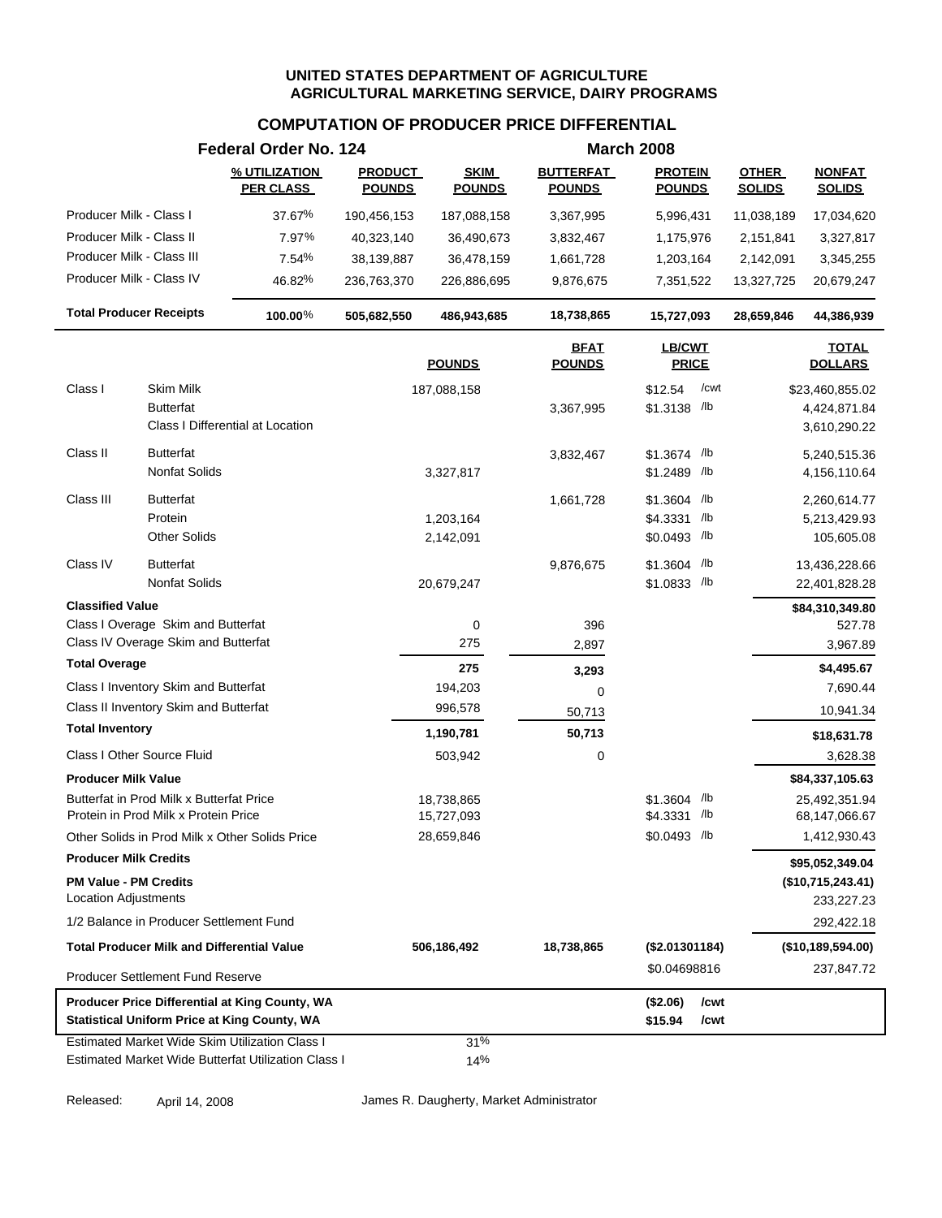# UNITED STATES DEPARTMENT OF AGRICULTURE
## AGRICULTURAL MARKETING SERVICE, DAIRY PROGRAMS

### COMPUTATION OF PRODUCER PRICE DIFFERENTIAL

**Federal Order No. 124** — **March 2008**

| | % UTILIZATION PER CLASS | PRODUCT POUNDS | SKIM POUNDS | BUTTERFAT POUNDS | PROTEIN POUNDS | OTHER SOLIDS | NONFAT SOLIDS |
|---|---|---|---|---|---|---|---|
| Producer Milk - Class I | 37.67% | 190,456,153 | 187,088,158 | 3,367,995 | 5,996,431 | 11,038,189 | 17,034,620 |
| Producer Milk - Class II | 7.97% | 40,323,140 | 36,490,673 | 3,832,467 | 1,175,976 | 2,151,841 | 3,327,817 |
| Producer Milk - Class III | 7.54% | 38,139,887 | 36,478,159 | 1,661,728 | 1,203,164 | 2,142,091 | 3,345,255 |
| Producer Milk - Class IV | 46.82% | 236,763,370 | 226,886,695 | 9,876,675 | 7,351,522 | 13,327,725 | 20,679,247 |
| **Total Producer Receipts** | **100.00%** | **505,682,550** | **486,943,685** | **18,738,865** | **15,727,093** | **28,659,846** | **44,386,939** |

| | | POUNDS | BFAT POUNDS | LB/CWT PRICE | TOTAL DOLLARS |
|---|---|---|---|---|---|
| Class I | Skim Milk | 187,088,158 | | $12.54 /cwt | $23,460,855.02 |
| | Butterfat | | 3,367,995 | $1.3138 /lb | 4,424,871.84 |
| | Class I Differential at Location | | | | 3,610,290.22 |
| Class II | Butterfat | | 3,832,467 | $1.3674 /lb | 5,240,515.36 |
| | Nonfat Solids | 3,327,817 | | $1.2489 /lb | 4,156,110.64 |
| Class III | Butterfat | | 1,661,728 | $1.3604 /lb | 2,260,614.77 |
| | Protein | 1,203,164 | | $4.3331 /lb | 5,213,429.93 |
| | Other Solids | 2,142,091 | | $0.0493 /lb | 105,605.08 |
| Class IV | Butterfat | | 9,876,675 | $1.3604 /lb | 13,436,228.66 |
| | Nonfat Solids | 20,679,247 | | $1.0833 /lb | 22,401,828.28 |
| **Classified Value** | | | | | **$84,310,349.80** |
| Class I Overage Skim and Butterfat | | 0 | 396 | | 527.78 |
| Class IV Overage Skim and Butterfat | | 275 | 2,897 | | 3,967.89 |
| **Total Overage** | | **275** | **3,293** | | **$4,495.67** |
| Class I Inventory Skim and Butterfat | | 194,203 | 0 | | 7,690.44 |
| Class II Inventory Skim and Butterfat | | 996,578 | 50,713 | | 10,941.34 |
| **Total Inventory** | | **1,190,781** | **50,713** | | **$18,631.78** |
| Class I Other Source Fluid | | 503,942 | 0 | | 3,628.38 |
| **Producer Milk Value** | | | | | **$84,337,105.63** |
| Butterfat in Prod Milk x Butterfat Price | | 18,738,865 | | $1.3604 /lb | 25,492,351.94 |
| Protein in Prod Milk x Protein Price | | 15,727,093 | | $4.3331 /lb | 68,147,066.67 |
| Other Solids in Prod Milk x Other Solids Price | | 28,659,846 | | $0.0493 /lb | 1,412,930.43 |
| **Producer Milk Credits** | | | | | **$95,052,349.04** |
| **PM Value - PM Credits** | | | | | **($10,715,243.41)** |
| Location Adjustments | | | | | 233,227.23 |
| 1/2 Balance in Producer Settlement Fund | | | | | 292,422.18 |
| **Total Producer Milk and Differential Value** | | **506,186,492** | **18,738,865** | **($2.01301184)** | **($10,189,594.00)** |
| Producer Settlement Fund Reserve | | | | $0.04698816 | 237,847.72 |
| **Producer Price Differential at King County, WA** | | | | **($2.06) /cwt** | |
| **Statistical Uniform Price at King County, WA** | | | | **$15.94 /cwt** | |
| Estimated Market Wide Skim Utilization Class I | | 31% | | | |
| Estimated Market Wide Butterfat Utilization Class I | | 14% | | | |

Released: April 14, 2008

James R. Daugherty, Market Administrator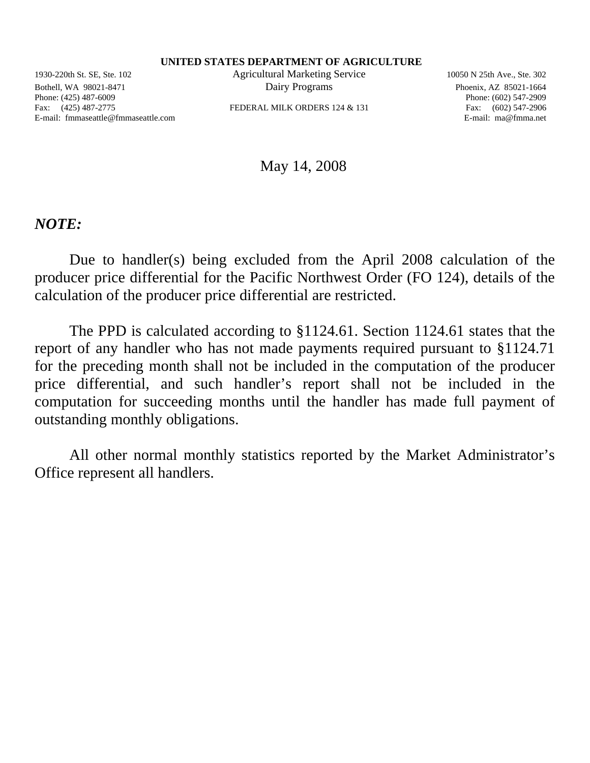**UNITED STATES DEPARTMENT OF AGRICULTURE**

Agricultural Marketing Service
Dairy Programs

FEDERAL MILK ORDERS 124 & 131

1930-220th St. SE, Ste. 102
Bothell, WA 98021-8471
Phone: (425) 487-6009
Fax: (425) 487-2775
E-mail: fmmaseattle@fmmaseattle.com

10050 N 25th Ave., Ste. 302
Phoenix, AZ 85021-1664
Phone: (602) 547-2909
Fax: (602) 547-2906
E-mail: ma@fmma.net

May 14, 2008

***NOTE:***

Due to handler(s) being excluded from the April 2008 calculation of the producer price differential for the Pacific Northwest Order (FO 124), details of the calculation of the producer price differential are restricted.

The PPD is calculated according to §1124.61. Section 1124.61 states that the report of any handler who has not made payments required pursuant to §1124.71 for the preceding month shall not be included in the computation of the producer price differential, and such handler's report shall not be included in the computation for succeeding months until the handler has made full payment of outstanding monthly obligations.

All other normal monthly statistics reported by the Market Administrator's Office represent all handlers.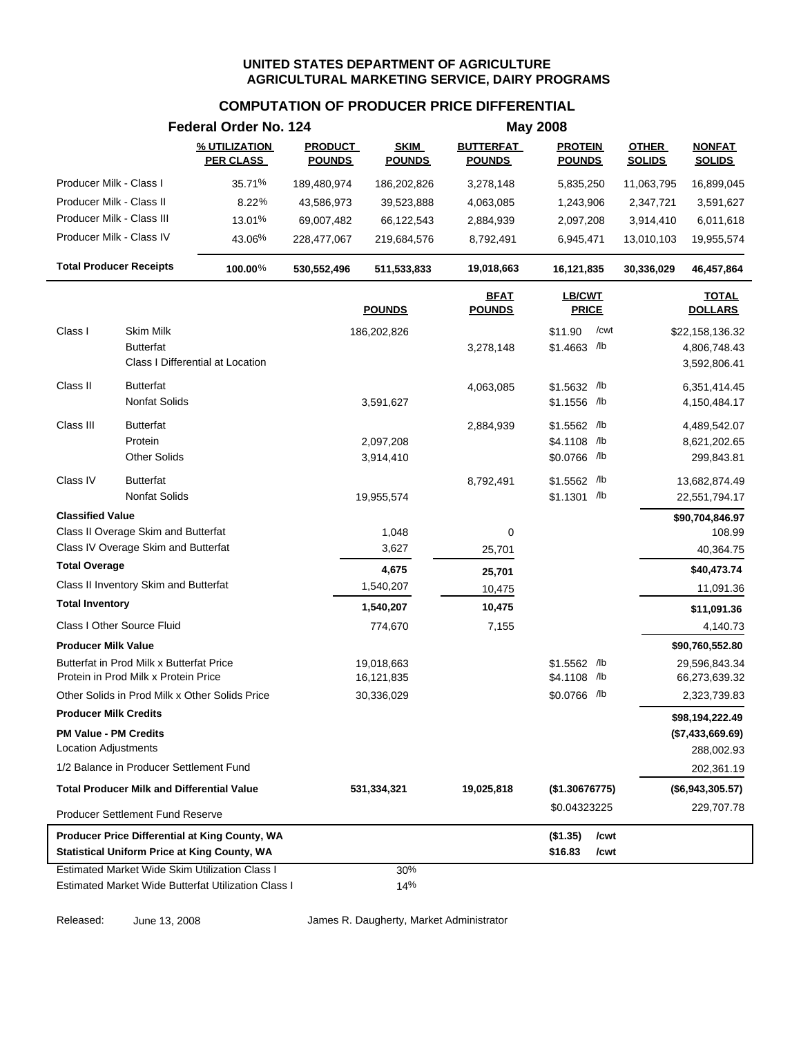**UNITED STATES DEPARTMENT OF AGRICULTURE**
**AGRICULTURAL MARKETING SERVICE, DAIRY PROGRAMS**

## COMPUTATION OF PRODUCER PRICE DIFFERENTIAL

**Federal Order No. 124** — **May 2008**

| | % UTILIZATION PER CLASS | PRODUCT POUNDS | SKIM POUNDS | BUTTERFAT POUNDS | PROTEIN POUNDS | OTHER SOLIDS | NONFAT SOLIDS |
|---|---|---|---|---|---|---|---|
| Producer Milk - Class I | 35.71% | 189,480,974 | 186,202,826 | 3,278,148 | 5,835,250 | 11,063,795 | 16,899,045 |
| Producer Milk - Class II | 8.22% | 43,586,973 | 39,523,888 | 4,063,085 | 1,243,906 | 2,347,721 | 3,591,627 |
| Producer Milk - Class III | 13.01% | 69,007,482 | 66,122,543 | 2,884,939 | 2,097,208 | 3,914,410 | 6,011,618 |
| Producer Milk - Class IV | 43.06% | 228,477,067 | 219,684,576 | 8,792,491 | 6,945,471 | 13,010,103 | 19,955,574 |
| **Total Producer Receipts** | **100.00%** | **530,552,496** | **511,533,833** | **19,018,663** | **16,121,835** | **30,336,029** | **46,457,864** |

| | | POUNDS | BFAT POUNDS | LB/CWT PRICE | TOTAL DOLLARS |
|---|---|---|---|---|---|
| Class I | Skim Milk | 186,202,826 | | $11.90 /cwt | $22,158,136.32 |
| | Butterfat | | 3,278,148 | $1.4663 /lb | 4,806,748.43 |
| | Class I Differential at Location | | | | 3,592,806.41 |
| Class II | Butterfat | | 4,063,085 | $1.5632 /lb | 6,351,414.45 |
| | Nonfat Solids | 3,591,627 | | $1.1556 /lb | 4,150,484.17 |
| Class III | Butterfat | | 2,884,939 | $1.5562 /lb | 4,489,542.07 |
| | Protein | 2,097,208 | | $4.1108 /lb | 8,621,202.65 |
| | Other Solids | 3,914,410 | | $0.0766 /lb | 299,843.81 |
| Class IV | Butterfat | | 8,792,491 | $1.5562 /lb | 13,682,874.49 |
| | Nonfat Solids | 19,955,574 | | $1.1301 /lb | 22,551,794.17 |
| **Classified Value** | | | | | **$90,704,846.97** |
| | Class II Overage Skim and Butterfat | 1,048 | 0 | | 108.99 |
| | Class IV Overage Skim and Butterfat | 3,627 | 25,701 | | 40,364.75 |
| **Total Overage** | | **4,675** | **25,701** | | **$40,473.74** |
| | Class II Inventory Skim and Butterfat | 1,540,207 | 10,475 | | 11,091.36 |
| **Total Inventory** | | **1,540,207** | **10,475** | | **$11,091.36** |
| | Class I Other Source Fluid | 774,670 | 7,155 | | 4,140.73 |
| **Producer Milk Value** | | | | | **$90,760,552.80** |
| | Butterfat in Prod Milk x Butterfat Price | 19,018,663 | | $1.5562 /lb | 29,596,843.34 |
| | Protein in Prod Milk x Protein Price | 16,121,835 | | $4.1108 /lb | 66,273,639.32 |
| | Other Solids in Prod Milk x Other Solids Price | 30,336,029 | | $0.0766 /lb | 2,323,739.83 |
| **Producer Milk Credits** | | | | | **$98,194,222.49** |
| **PM Value - PM Credits** | | | | | **($7,433,669.69)** |
| Location Adjustments | | | | | 288,002.93 |
| | 1/2 Balance in Producer Settlement Fund | | | | 202,361.19 |
| **Total Producer Milk and Differential Value** | | **531,334,321** | **19,025,818** | **($1.30676775)** | **($6,943,305.57)** |
| | Producer Settlement Fund Reserve | | | $0.04323225 | 229,707.78 |
| **Producer Price Differential at King County, WA** | | | | **($1.35) /cwt** | |
| **Statistical Uniform Price at King County, WA** | | | | **$16.83 /cwt** | |
| | Estimated Market Wide Skim Utilization Class I | 30% | | | |
| | Estimated Market Wide Butterfat Utilization Class I | 14% | | | |

Released: June 13, 2008 — James R. Daugherty, Market Administrator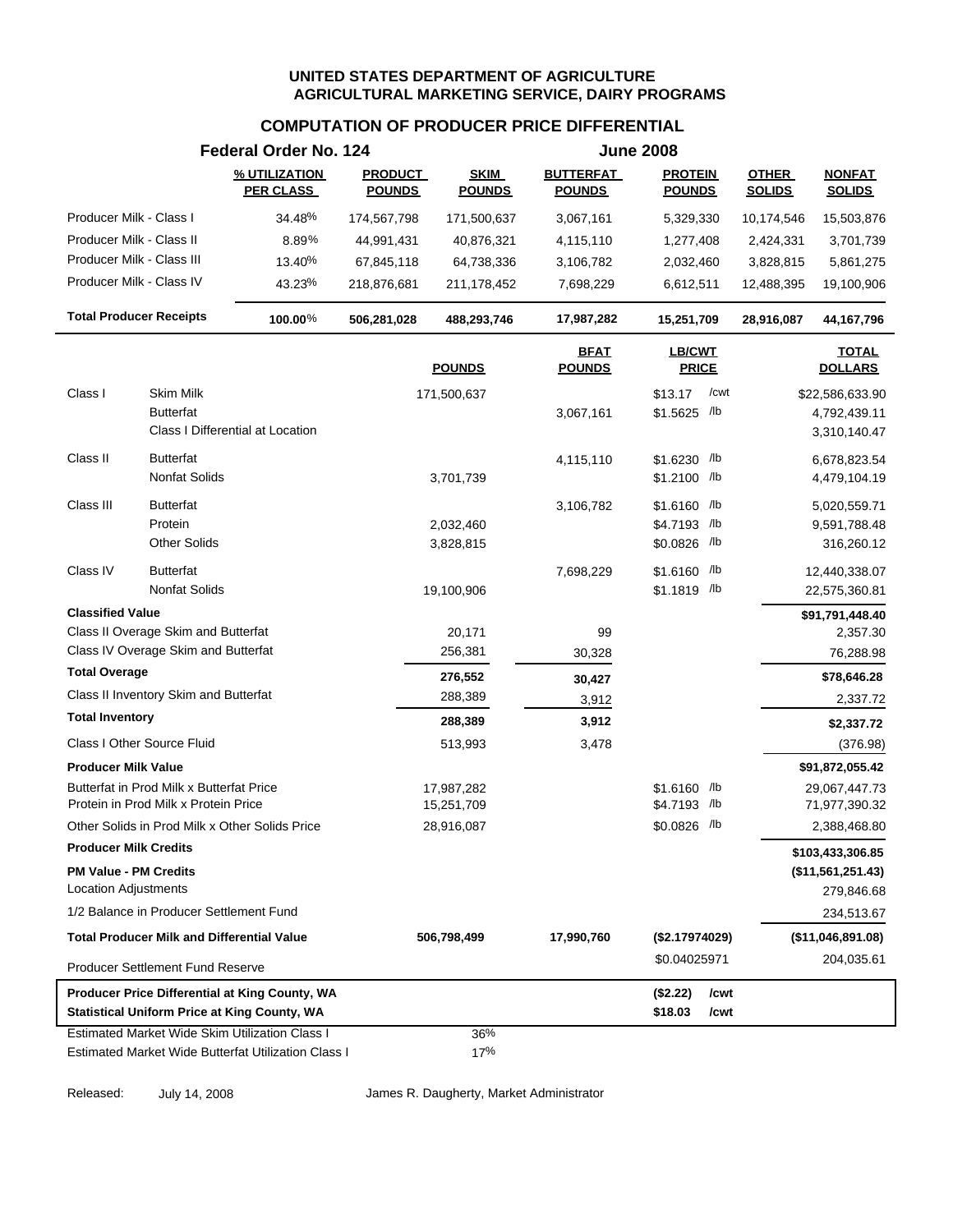**UNITED STATES DEPARTMENT OF AGRICULTURE**
**AGRICULTURAL MARKETING SERVICE, DAIRY PROGRAMS**

## COMPUTATION OF PRODUCER PRICE DIFFERENTIAL

**Federal Order No. 124** **June 2008**

| | % UTILIZATION PER CLASS | PRODUCT POUNDS | SKIM POUNDS | BUTTERFAT POUNDS | PROTEIN POUNDS | OTHER SOLIDS | NONFAT SOLIDS |
|---|---|---|---|---|---|---|---|
| Producer Milk - Class I | 34.48% | 174,567,798 | 171,500,637 | 3,067,161 | 5,329,330 | 10,174,546 | 15,503,876 |
| Producer Milk - Class II | 8.89% | 44,991,431 | 40,876,321 | 4,115,110 | 1,277,408 | 2,424,331 | 3,701,739 |
| Producer Milk - Class III | 13.40% | 67,845,118 | 64,738,336 | 3,106,782 | 2,032,460 | 3,828,815 | 5,861,275 |
| Producer Milk - Class IV | 43.23% | 218,876,681 | 211,178,452 | 7,698,229 | 6,612,511 | 12,488,395 | 19,100,906 |
| **Total Producer Receipts** | **100.00%** | **506,281,028** | **488,293,746** | **17,987,282** | **15,251,709** | **28,916,087** | **44,167,796** |

| | | POUNDS | BFAT POUNDS | LB/CWT PRICE | TOTAL DOLLARS |
|---|---|---|---|---|---|
| Class I | Skim Milk | 171,500,637 | | $13.17 /cwt | $22,586,633.90 |
| | Butterfat | | 3,067,161 | $1.5625 /lb | 4,792,439.11 |
| | Class I Differential at Location | | | | 3,310,140.47 |
| Class II | Butterfat | | 4,115,110 | $1.6230 /lb | 6,678,823.54 |
| | Nonfat Solids | 3,701,739 | | $1.2100 /lb | 4,479,104.19 |
| Class III | Butterfat | | 3,106,782 | $1.6160 /lb | 5,020,559.71 |
| | Protein | 2,032,460 | | $4.7193 /lb | 9,591,788.48 |
| | Other Solids | 3,828,815 | | $0.0826 /lb | 316,260.12 |
| Class IV | Butterfat | | 7,698,229 | $1.6160 /lb | 12,440,338.07 |
| | Nonfat Solids | 19,100,906 | | $1.1819 /lb | 22,575,360.81 |
| **Classified Value** | | | | | **$91,791,448.40** |
| | Class II Overage Skim and Butterfat | 20,171 | 99 | | 2,357.30 |
| | Class IV Overage Skim and Butterfat | 256,381 | 30,328 | | 76,288.98 |
| **Total Overage** | | **276,552** | **30,427** | | **$78,646.28** |
| | Class II Inventory Skim and Butterfat | 288,389 | 3,912 | | 2,337.72 |
| **Total Inventory** | | **288,389** | **3,912** | | **$2,337.72** |
| | Class I Other Source Fluid | 513,993 | 3,478 | | (376.98) |
| **Producer Milk Value** | | | | | **$91,872,055.42** |
| | Butterfat in Prod Milk x Butterfat Price | 17,987,282 | | $1.6160 /lb | 29,067,447.73 |
| | Protein in Prod Milk x Protein Price | 15,251,709 | | $4.7193 /lb | 71,977,390.32 |
| | Other Solids in Prod Milk x Other Solids Price | 28,916,087 | | $0.0826 /lb | 2,388,468.80 |
| **Producer Milk Credits** | | | | | **$103,433,306.85** |
| **PM Value - PM Credits** | | | | | **($11,561,251.43)** |
| Location Adjustments | | | | | 279,846.68 |
| | 1/2 Balance in Producer Settlement Fund | | | | 234,513.67 |
| **Total Producer Milk and Differential Value** | | **506,798,499** | **17,990,760** | **($2.17974029)** | **($11,046,891.08)** |
| | Producer Settlement Fund Reserve | | | $0.04025971 | 204,035.61 |
| **Producer Price Differential at King County, WA** | | | | **($2.22) /cwt** | |
| **Statistical Uniform Price at King County, WA** | | | | **$18.03 /cwt** | |
| | Estimated Market Wide Skim Utilization Class I | 36% | | | |
| | Estimated Market Wide Butterfat Utilization Class I | 17% | | | |

Released: July 14, 2008 James R. Daugherty, Market Administrator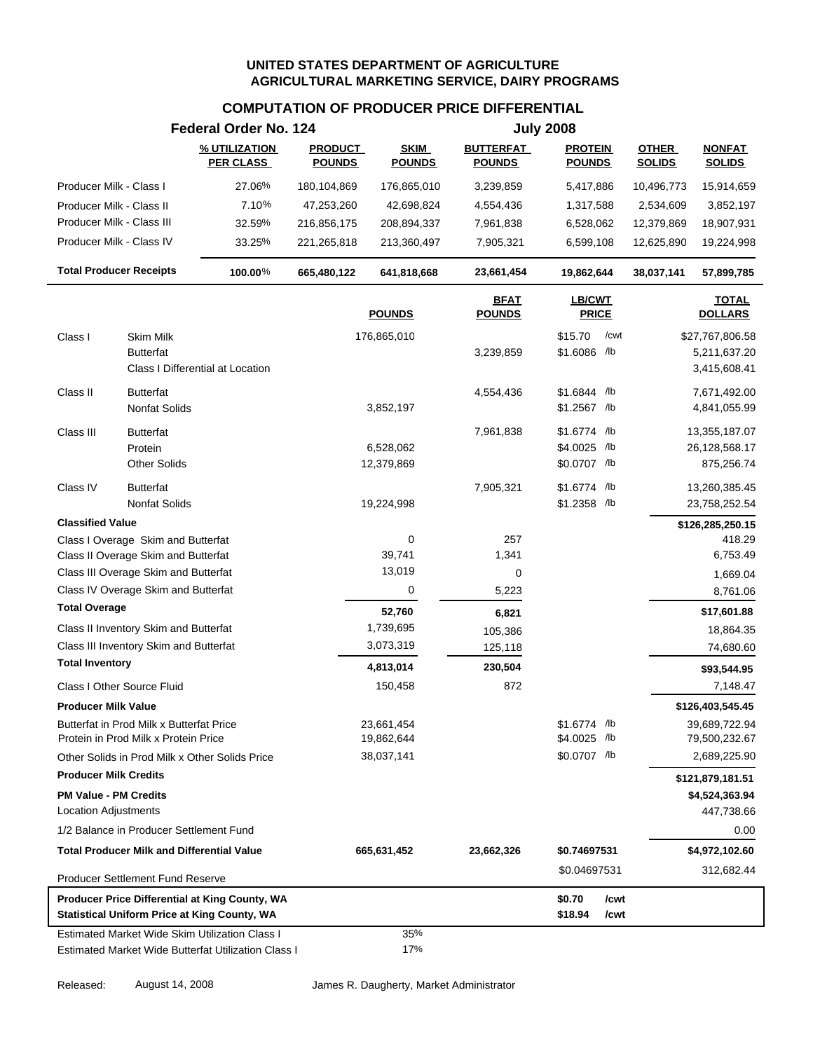# UNITED STATES DEPARTMENT OF AGRICULTURE
## AGRICULTURAL MARKETING SERVICE, DAIRY PROGRAMS

### COMPUTATION OF PRODUCER PRICE DIFFERENTIAL

**Federal Order No. 124** — **July 2008**

| | % UTILIZATION PER CLASS | PRODUCT POUNDS | SKIM POUNDS | BUTTERFAT POUNDS | PROTEIN POUNDS | OTHER SOLIDS | NONFAT SOLIDS |
|---|---|---|---|---|---|---|---|
| Producer Milk - Class I | 27.06% | 180,104,869 | 176,865,010 | 3,239,859 | 5,417,886 | 10,496,773 | 15,914,659 |
| Producer Milk - Class II | 7.10% | 47,253,260 | 42,698,824 | 4,554,436 | 1,317,588 | 2,534,609 | 3,852,197 |
| Producer Milk - Class III | 32.59% | 216,856,175 | 208,894,337 | 7,961,838 | 6,528,062 | 12,379,869 | 18,907,931 |
| Producer Milk - Class IV | 33.25% | 221,265,818 | 213,360,497 | 7,905,321 | 6,599,108 | 12,625,890 | 19,224,998 |
| **Total Producer Receipts** | **100.00%** | **665,480,122** | **641,818,668** | **23,661,454** | **19,862,644** | **38,037,141** | **57,899,785** |

| | | POUNDS | BFAT POUNDS | LB/CWT PRICE | TOTAL DOLLARS |
|---|---|---|---|---|---|
| Class I | Skim Milk | 176,865,010 | | $15.70 /cwt | $27,767,806.58 |
| | Butterfat | | 3,239,859 | $1.6086 /lb | 5,211,637.20 |
| | Class I Differential at Location | | | | 3,415,608.41 |
| Class II | Butterfat | | 4,554,436 | $1.6844 /lb | 7,671,492.00 |
| | Nonfat Solids | 3,852,197 | | $1.2567 /lb | 4,841,055.99 |
| Class III | Butterfat | | 7,961,838 | $1.6774 /lb | 13,355,187.07 |
| | Protein | 6,528,062 | | $4.0025 /lb | 26,128,568.17 |
| | Other Solids | 12,379,869 | | $0.0707 /lb | 875,256.74 |
| Class IV | Butterfat | | 7,905,321 | $1.6774 /lb | 13,260,385.45 |
| | Nonfat Solids | 19,224,998 | | $1.2358 /lb | 23,758,252.54 |
| **Classified Value** | | | | | **$126,285,250.15** |
| Class I Overage Skim and Butterfat | | 0 | 257 | | 418.29 |
| Class II Overage Skim and Butterfat | | 39,741 | 1,341 | | 6,753.49 |
| Class III Overage Skim and Butterfat | | 13,019 | 0 | | 1,669.04 |
| Class IV Overage Skim and Butterfat | | 0 | 5,223 | | 8,761.06 |
| **Total Overage** | | **52,760** | **6,821** | | **$17,601.88** |
| Class II Inventory Skim and Butterfat | | 1,739,695 | 105,386 | | 18,864.35 |
| Class III Inventory Skim and Butterfat | | 3,073,319 | 125,118 | | 74,680.60 |
| **Total Inventory** | | **4,813,014** | **230,504** | | **$93,544.95** |
| Class I Other Source Fluid | | 150,458 | 872 | | 7,148.47 |
| **Producer Milk Value** | | | | | **$126,403,545.45** |
| Butterfat in Prod Milk x Butterfat Price | | 23,661,454 | | $1.6774 /lb | 39,689,722.94 |
| Protein in Prod Milk x Protein Price | | 19,862,644 | | $4.0025 /lb | 79,500,232.67 |
| Other Solids in Prod Milk x Other Solids Price | | 38,037,141 | | $0.0707 /lb | 2,689,225.90 |
| **Producer Milk Credits** | | | | | **$121,879,181.51** |
| **PM Value - PM Credits** | | | | | **$4,524,363.94** |
| Location Adjustments | | | | | 447,738.66 |
| 1/2 Balance in Producer Settlement Fund | | | | | 0.00 |
| **Total Producer Milk and Differential Value** | | **665,631,452** | **23,662,326** | **$0.74697531** | **$4,972,102.60** |
| Producer Settlement Fund Reserve | | | | $0.04697531 | 312,682.44 |
| **Producer Price Differential at King County, WA** | | | | **$0.70 /cwt** | |
| **Statistical Uniform Price at King County, WA** | | | | **$18.94 /cwt** | |
| Estimated Market Wide Skim Utilization Class I | | 35% | | | |
| Estimated Market Wide Butterfat Utilization Class I | | 17% | | | |

Released: August 14, 2008 — James R. Daugherty, Market Administrator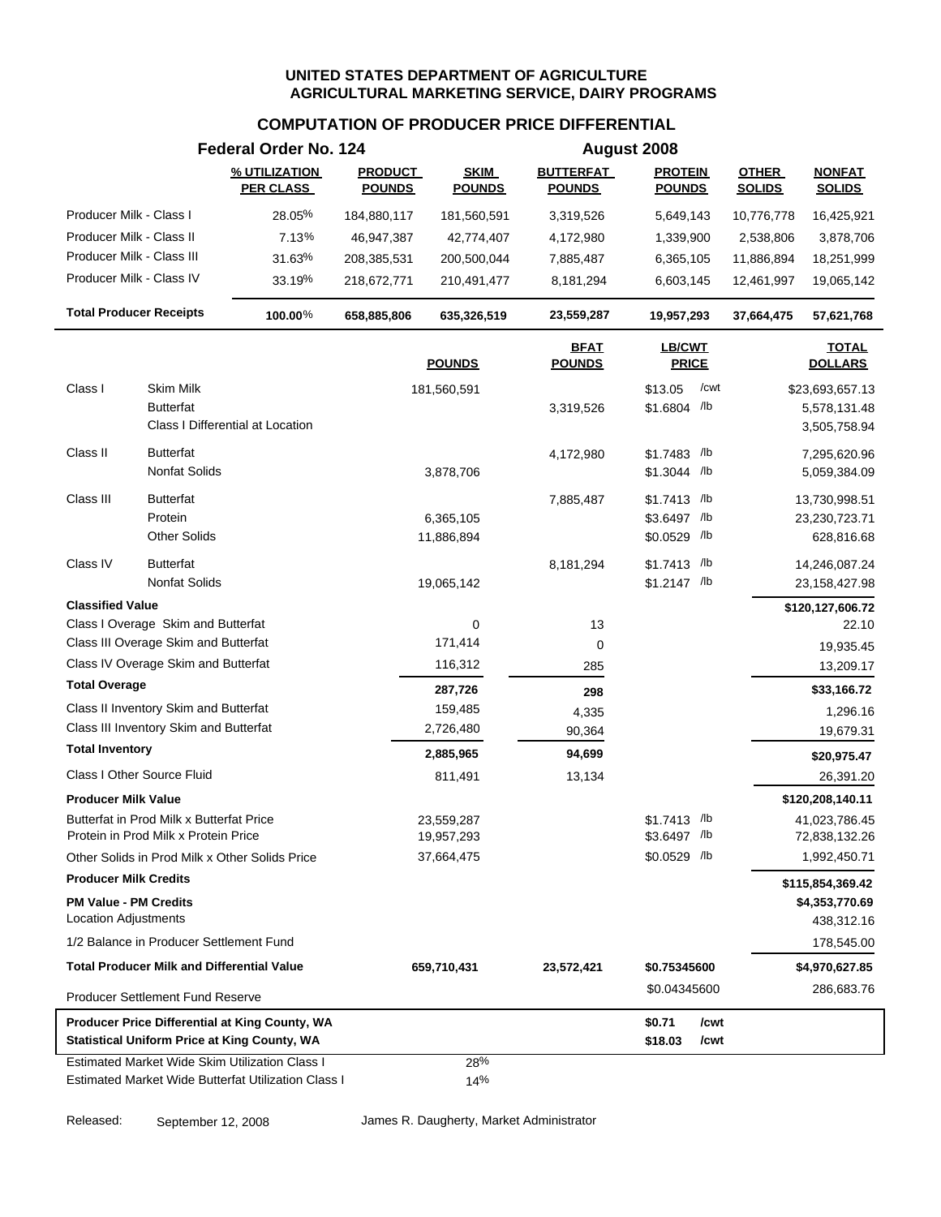**UNITED STATES DEPARTMENT OF AGRICULTURE**
**AGRICULTURAL MARKETING SERVICE, DAIRY PROGRAMS**

## COMPUTATION OF PRODUCER PRICE DIFFERENTIAL

**Federal Order No. 124** — **August 2008**

| | % UTILIZATION PER CLASS | PRODUCT POUNDS | SKIM POUNDS | BUTTERFAT POUNDS | PROTEIN POUNDS | OTHER SOLIDS | NONFAT SOLIDS |
|---|---|---|---|---|---|---|---|
| Producer Milk - Class I | 28.05% | 184,880,117 | 181,560,591 | 3,319,526 | 5,649,143 | 10,776,778 | 16,425,921 |
| Producer Milk - Class II | 7.13% | 46,947,387 | 42,774,407 | 4,172,980 | 1,339,900 | 2,538,806 | 3,878,706 |
| Producer Milk - Class III | 31.63% | 208,385,531 | 200,500,044 | 7,885,487 | 6,365,105 | 11,886,894 | 18,251,999 |
| Producer Milk - Class IV | 33.19% | 218,672,771 | 210,491,477 | 8,181,294 | 6,603,145 | 12,461,997 | 19,065,142 |
| **Total Producer Receipts** | **100.00%** | **658,885,806** | **635,326,519** | **23,559,287** | **19,957,293** | **37,664,475** | **57,621,768** |

| | | POUNDS | BFAT POUNDS | LB/CWT PRICE | TOTAL DOLLARS |
|---|---|---|---|---|---|
| Class I | Skim Milk | 181,560,591 | | $13.05 /cwt | $23,693,657.13 |
| | Butterfat | | 3,319,526 | $1.6804 /lb | 5,578,131.48 |
| | Class I Differential at Location | | | | 3,505,758.94 |
| Class II | Butterfat | | 4,172,980 | $1.7483 /lb | 7,295,620.96 |
| | Nonfat Solids | 3,878,706 | | $1.3044 /lb | 5,059,384.09 |
| Class III | Butterfat | | 7,885,487 | $1.7413 /lb | 13,730,998.51 |
| | Protein | 6,365,105 | | $3.6497 /lb | 23,230,723.71 |
| | Other Solids | 11,886,894 | | $0.0529 /lb | 628,816.68 |
| Class IV | Butterfat | | 8,181,294 | $1.7413 /lb | 14,246,087.24 |
| | Nonfat Solids | 19,065,142 | | $1.2147 /lb | 23,158,427.98 |
| **Classified Value** | | | | | **$120,127,606.72** |
| Class I Overage Skim and Butterfat | | 0 | 13 | | 22.10 |
| Class III Overage Skim and Butterfat | | 171,414 | 0 | | 19,935.45 |
| Class IV Overage Skim and Butterfat | | 116,312 | 285 | | 13,209.17 |
| **Total Overage** | | **287,726** | **298** | | **$33,166.72** |
| Class II Inventory Skim and Butterfat | | 159,485 | 4,335 | | 1,296.16 |
| Class III Inventory Skim and Butterfat | | 2,726,480 | 90,364 | | 19,679.31 |
| **Total Inventory** | | **2,885,965** | **94,699** | | **$20,975.47** |
| Class I Other Source Fluid | | 811,491 | 13,134 | | 26,391.20 |
| **Producer Milk Value** | | | | | **$120,208,140.11** |
| Butterfat in Prod Milk x Butterfat Price | | 23,559,287 | | $1.7413 /lb | 41,023,786.45 |
| Protein in Prod Milk x Protein Price | | 19,957,293 | | $3.6497 /lb | 72,838,132.26 |
| Other Solids in Prod Milk x Other Solids Price | | 37,664,475 | | $0.0529 /lb | 1,992,450.71 |
| **Producer Milk Credits** | | | | | **$115,854,369.42** |
| **PM Value - PM Credits** | | | | | **$4,353,770.69** |
| Location Adjustments | | | | | 438,312.16 |
| 1/2 Balance in Producer Settlement Fund | | | | | 178,545.00 |
| **Total Producer Milk and Differential Value** | | **659,710,431** | **23,572,421** | **$0.75345600** | **$4,970,627.85** |
| Producer Settlement Fund Reserve | | | | $0.04345600 | 286,683.76 |
| **Producer Price Differential at King County, WA** | | | | **$0.71 /cwt** | |
| **Statistical Uniform Price at King County, WA** | | | | **$18.03 /cwt** | |
| Estimated Market Wide Skim Utilization Class I | | 28% | | | |
| Estimated Market Wide Butterfat Utilization Class I | | 14% | | | |

Released: September 12, 2008 James R. Daugherty, Market Administrator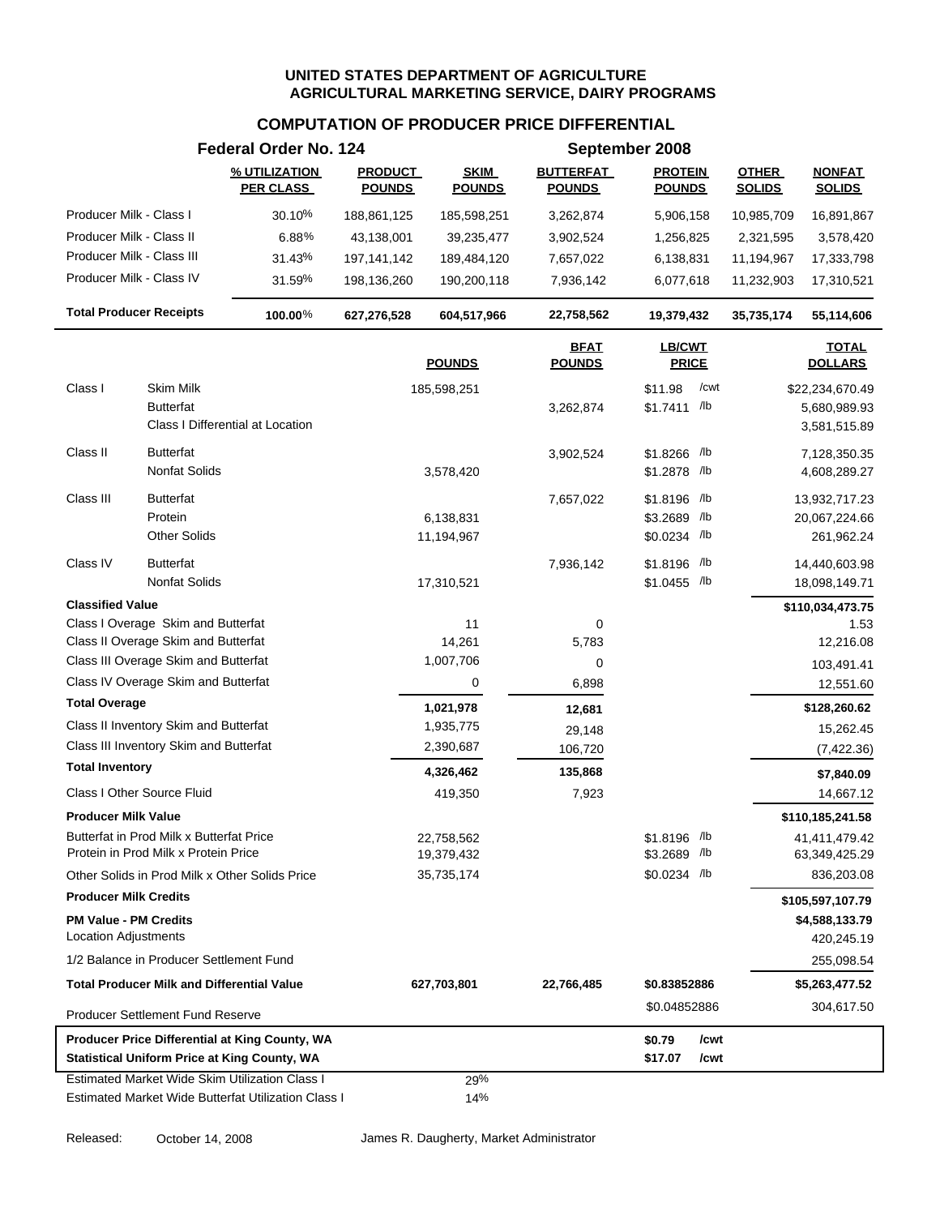**UNITED STATES DEPARTMENT OF AGRICULTURE**
**AGRICULTURAL MARKETING SERVICE, DAIRY PROGRAMS**

## COMPUTATION OF PRODUCER PRICE DIFFERENTIAL

**Federal Order No. 124** — **September 2008**

| | % UTILIZATION PER CLASS | PRODUCT POUNDS | SKIM POUNDS | BUTTERFAT POUNDS | PROTEIN POUNDS | OTHER SOLIDS | NONFAT SOLIDS |
|---|---|---|---|---|---|---|---|
| Producer Milk - Class I | 30.10% | 188,861,125 | 185,598,251 | 3,262,874 | 5,906,158 | 10,985,709 | 16,891,867 |
| Producer Milk - Class II | 6.88% | 43,138,001 | 39,235,477 | 3,902,524 | 1,256,825 | 2,321,595 | 3,578,420 |
| Producer Milk - Class III | 31.43% | 197,141,142 | 189,484,120 | 7,657,022 | 6,138,831 | 11,194,967 | 17,333,798 |
| Producer Milk - Class IV | 31.59% | 198,136,260 | 190,200,118 | 7,936,142 | 6,077,618 | 11,232,903 | 17,310,521 |
| **Total Producer Receipts** | **100.00%** | **627,276,528** | **604,517,966** | **22,758,562** | **19,379,432** | **35,735,174** | **55,114,606** |

| | | POUNDS | BFAT POUNDS | LB/CWT PRICE | TOTAL DOLLARS |
|---|---|---|---|---|---|
| Class I | Skim Milk | 185,598,251 | | $11.98 /cwt | $22,234,670.49 |
| | Butterfat | | 3,262,874 | $1.7411 /lb | 5,680,989.93 |
| | Class I Differential at Location | | | | 3,581,515.89 |
| Class II | Butterfat | | 3,902,524 | $1.8266 /lb | 7,128,350.35 |
| | Nonfat Solids | 3,578,420 | | $1.2878 /lb | 4,608,289.27 |
| Class III | Butterfat | | 7,657,022 | $1.8196 /lb | 13,932,717.23 |
| | Protein | 6,138,831 | | $3.2689 /lb | 20,067,224.66 |
| | Other Solids | 11,194,967 | | $0.0234 /lb | 261,962.24 |
| Class IV | Butterfat | | 7,936,142 | $1.8196 /lb | 14,440,603.98 |
| | Nonfat Solids | 17,310,521 | | $1.0455 /lb | 18,098,149.71 |
| **Classified Value** | | | | | **$110,034,473.75** |
| Class I Overage Skim and Butterfat | | 11 | 0 | | 1.53 |
| Class II Overage Skim and Butterfat | | 14,261 | 5,783 | | 12,216.08 |
| Class III Overage Skim and Butterfat | | 1,007,706 | 0 | | 103,491.41 |
| Class IV Overage Skim and Butterfat | | 0 | 6,898 | | 12,551.60 |
| **Total Overage** | | **1,021,978** | **12,681** | | **$128,260.62** |
| Class II Inventory Skim and Butterfat | | 1,935,775 | 29,148 | | 15,262.45 |
| Class III Inventory Skim and Butterfat | | 2,390,687 | 106,720 | | (7,422.36) |
| **Total Inventory** | | **4,326,462** | **135,868** | | **$7,840.09** |
| Class I Other Source Fluid | | 419,350 | 7,923 | | 14,667.12 |
| **Producer Milk Value** | | | | | **$110,185,241.58** |
| Butterfat in Prod Milk x Butterfat Price | | 22,758,562 | | $1.8196 /lb | 41,411,479.42 |
| Protein in Prod Milk x Protein Price | | 19,379,432 | | $3.2689 /lb | 63,349,425.29 |
| Other Solids in Prod Milk x Other Solids Price | | 35,735,174 | | $0.0234 /lb | 836,203.08 |
| **Producer Milk Credits** | | | | | **$105,597,107.79** |
| **PM Value - PM Credits** | | | | | **$4,588,133.79** |
| Location Adjustments | | | | | 420,245.19 |
| 1/2 Balance in Producer Settlement Fund | | | | | 255,098.54 |
| **Total Producer Milk and Differential Value** | | **627,703,801** | **22,766,485** | **$0.83852886** | **$5,263,477.52** |
| Producer Settlement Fund Reserve | | | | $0.04852886 | 304,617.50 |
| **Producer Price Differential at King County, WA** | | | | **$0.79 /cwt** | |
| **Statistical Uniform Price at King County, WA** | | | | **$17.07 /cwt** | |
| Estimated Market Wide Skim Utilization Class I | | 29% | | | |
| Estimated Market Wide Butterfat Utilization Class I | | 14% | | | |

Released: October 14, 2008 — James R. Daugherty, Market Administrator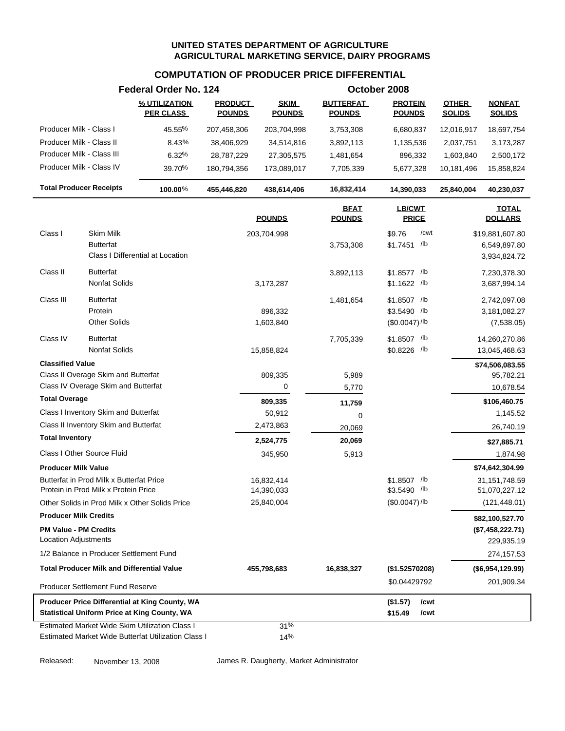**UNITED STATES DEPARTMENT OF AGRICULTURE**
**AGRICULTURAL MARKETING SERVICE, DAIRY PROGRAMS**

## COMPUTATION OF PRODUCER PRICE DIFFERENTIAL

**Federal Order No. 124** — **October 2008**

| | % UTILIZATION PER CLASS | PRODUCT POUNDS | SKIM POUNDS | BUTTERFAT POUNDS | PROTEIN POUNDS | OTHER SOLIDS | NONFAT SOLIDS |
|---|---|---|---|---|---|---|---|
| Producer Milk - Class I | 45.55% | 207,458,306 | 203,704,998 | 3,753,308 | 6,680,837 | 12,016,917 | 18,697,754 |
| Producer Milk - Class II | 8.43% | 38,406,929 | 34,514,816 | 3,892,113 | 1,135,536 | 2,037,751 | 3,173,287 |
| Producer Milk - Class III | 6.32% | 28,787,229 | 27,305,575 | 1,481,654 | 896,332 | 1,603,840 | 2,500,172 |
| Producer Milk - Class IV | 39.70% | 180,794,356 | 173,089,017 | 7,705,339 | 5,677,328 | 10,181,496 | 15,858,824 |
| **Total Producer Receipts** | **100.00%** | **455,446,820** | **438,614,406** | **16,832,414** | **14,390,033** | **25,840,004** | **40,230,037** |

| | | POUNDS | BFAT POUNDS | LB/CWT PRICE | TOTAL DOLLARS |
|---|---|---|---|---|---|
| Class I | Skim Milk | 203,704,998 | | $9.76 /cwt | $19,881,607.80 |
| | Butterfat | | 3,753,308 | $1.7451 /lb | 6,549,897.80 |
| | Class I Differential at Location | | | | 3,934,824.72 |
| Class II | Butterfat | | 3,892,113 | $1.8577 /lb | 7,230,378.30 |
| | Nonfat Solids | 3,173,287 | | $1.1622 /lb | 3,687,994.14 |
| Class III | Butterfat | | 1,481,654 | $1.8507 /lb | 2,742,097.08 |
| | Protein | 896,332 | | $3.5490 /lb | 3,181,082.27 |
| | Other Solids | 1,603,840 | | ($0.0047) /lb | (7,538.05) |
| Class IV | Butterfat | | 7,705,339 | $1.8507 /lb | 14,260,270.86 |
| | Nonfat Solids | 15,858,824 | | $0.8226 /lb | 13,045,468.63 |
| **Classified Value** | | | | | **$74,506,083.55** |
| Class II Overage Skim and Butterfat | | 809,335 | 5,989 | | 95,782.21 |
| Class IV Overage Skim and Butterfat | | 0 | 5,770 | | 10,678.54 |
| **Total Overage** | | **809,335** | **11,759** | | **$106,460.75** |
| Class I Inventory Skim and Butterfat | | 50,912 | 0 | | 1,145.52 |
| Class II Inventory Skim and Butterfat | | 2,473,863 | 20,069 | | 26,740.19 |
| **Total Inventory** | | **2,524,775** | **20,069** | | **$27,885.71** |
| Class I Other Source Fluid | | 345,950 | 5,913 | | 1,874.98 |
| **Producer Milk Value** | | | | | **$74,642,304.99** |
| Butterfat in Prod Milk x Butterfat Price | | 16,832,414 | | $1.8507 /lb | 31,151,748.59 |
| Protein in Prod Milk x Protein Price | | 14,390,033 | | $3.5490 /lb | 51,070,227.12 |
| Other Solids in Prod Milk x Other Solids Price | | 25,840,004 | | ($0.0047) /lb | (121,448.01) |
| **Producer Milk Credits** | | | | | **$82,100,527.70** |
| **PM Value - PM Credits** | | | | | **($7,458,222.71)** |
| Location Adjustments | | | | | 229,935.19 |
| 1/2 Balance in Producer Settlement Fund | | | | | 274,157.53 |
| **Total Producer Milk and Differential Value** | | **455,798,683** | **16,838,327** | **($1.52570208)** | **($6,954,129.99)** |
| Producer Settlement Fund Reserve | | | | $0.04429792 | 201,909.34 |
| **Producer Price Differential at King County, WA** | | | | **($1.57) /cwt** | |
| **Statistical Uniform Price at King County, WA** | | | | **$15.49 /cwt** | |
| Estimated Market Wide Skim Utilization Class I | | 31% | | | |
| Estimated Market Wide Butterfat Utilization Class I | | 14% | | | |

Released: November 13, 2008 — James R. Daugherty, Market Administrator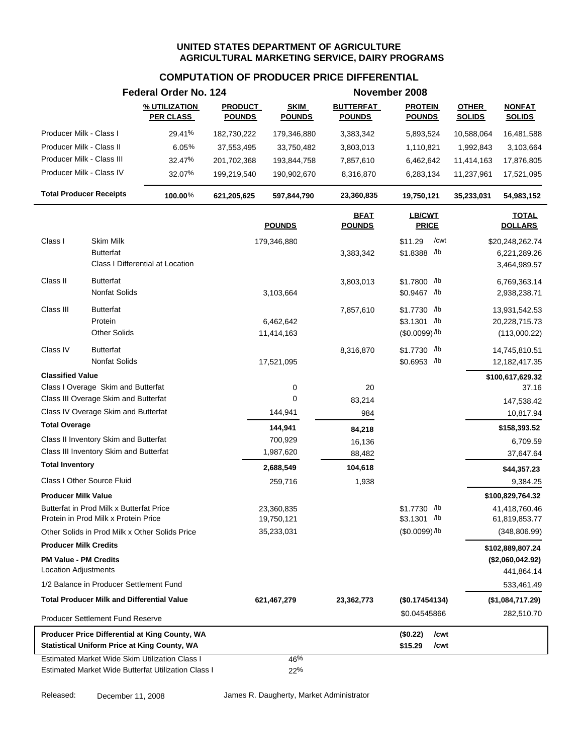**UNITED STATES DEPARTMENT OF AGRICULTURE**
**AGRICULTURAL MARKETING SERVICE, DAIRY PROGRAMS**

## COMPUTATION OF PRODUCER PRICE DIFFERENTIAL

**Federal Order No. 124** — **November 2008**

| | % UTILIZATION PER CLASS | PRODUCT POUNDS | SKIM POUNDS | BUTTERFAT POUNDS | PROTEIN POUNDS | OTHER SOLIDS | NONFAT SOLIDS |
|---|---|---|---|---|---|---|---|
| Producer Milk - Class I | 29.41% | 182,730,222 | 179,346,880 | 3,383,342 | 5,893,524 | 10,588,064 | 16,481,588 |
| Producer Milk - Class II | 6.05% | 37,553,495 | 33,750,482 | 3,803,013 | 1,110,821 | 1,992,843 | 3,103,664 |
| Producer Milk - Class III | 32.47% | 201,702,368 | 193,844,758 | 7,857,610 | 6,462,642 | 11,414,163 | 17,876,805 |
| Producer Milk - Class IV | 32.07% | 199,219,540 | 190,902,670 | 8,316,870 | 6,283,134 | 11,237,961 | 17,521,095 |
| **Total Producer Receipts** | **100.00%** | **621,205,625** | **597,844,790** | **23,360,835** | **19,750,121** | **35,233,031** | **54,983,152** |

| | | POUNDS | BFAT POUNDS | LB/CWT PRICE | TOTAL DOLLARS |
|---|---|---|---|---|---|
| Class I | Skim Milk | 179,346,880 | | $11.29 /cwt | $20,248,262.74 |
| | Butterfat | | 3,383,342 | $1.8388 /lb | 6,221,289.26 |
| | Class I Differential at Location | | | | 3,464,989.57 |
| Class II | Butterfat | | 3,803,013 | $1.7800 /lb | 6,769,363.14 |
| | Nonfat Solids | 3,103,664 | | $0.9467 /lb | 2,938,238.71 |
| Class III | Butterfat | | 7,857,610 | $1.7730 /lb | 13,931,542.53 |
| | Protein | 6,462,642 | | $3.1301 /lb | 20,228,715.73 |
| | Other Solids | 11,414,163 | | ($0.0099) /lb | (113,000.22) |
| Class IV | Butterfat | | 8,316,870 | $1.7730 /lb | 14,745,810.51 |
| | Nonfat Solids | 17,521,095 | | $0.6953 /lb | 12,182,417.35 |
| **Classified Value** | | | | | **$100,617,629.32** |
| Class I Overage Skim and Butterfat | | 0 | 20 | | 37.16 |
| Class III Overage Skim and Butterfat | | 0 | 83,214 | | 147,538.42 |
| Class IV Overage Skim and Butterfat | | 144,941 | 984 | | 10,817.94 |
| **Total Overage** | | **144,941** | **84,218** | | **$158,393.52** |
| Class II Inventory Skim and Butterfat | | 700,929 | 16,136 | | 6,709.59 |
| Class III Inventory Skim and Butterfat | | 1,987,620 | 88,482 | | 37,647.64 |
| **Total Inventory** | | **2,688,549** | **104,618** | | **$44,357.23** |
| Class I Other Source Fluid | | 259,716 | 1,938 | | 9,384.25 |
| **Producer Milk Value** | | | | | **$100,829,764.32** |
| Butterfat in Prod Milk x Butterfat Price | | 23,360,835 | | $1.7730 /lb | 41,418,760.46 |
| Protein in Prod Milk x Protein Price | | 19,750,121 | | $3.1301 /lb | 61,819,853.77 |
| Other Solids in Prod Milk x Other Solids Price | | 35,233,031 | | ($0.0099) /lb | (348,806.99) |
| **Producer Milk Credits** | | | | | **$102,889,807.24** |
| **PM Value - PM Credits** | | | | | **($2,060,042.92)** |
| Location Adjustments | | | | | 441,864.14 |
| 1/2 Balance in Producer Settlement Fund | | | | | 533,461.49 |
| **Total Producer Milk and Differential Value** | | **621,467,279** | **23,362,773** | **($0.17454134)** | **($1,084,717.29)** |
| Producer Settlement Fund Reserve | | | | $0.04545866 | 282,510.70 |

| | |
|---|---|
| **Producer Price Differential at King County, WA** | **($0.22) /cwt** |
| **Statistical Uniform Price at King County, WA** | **$15.29 /cwt** |

| | |
|---|---|
| Estimated Market Wide Skim Utilization Class I | 46% |
| Estimated Market Wide Butterfat Utilization Class I | 22% |

Released: December 11, 2008 James R. Daugherty, Market Administrator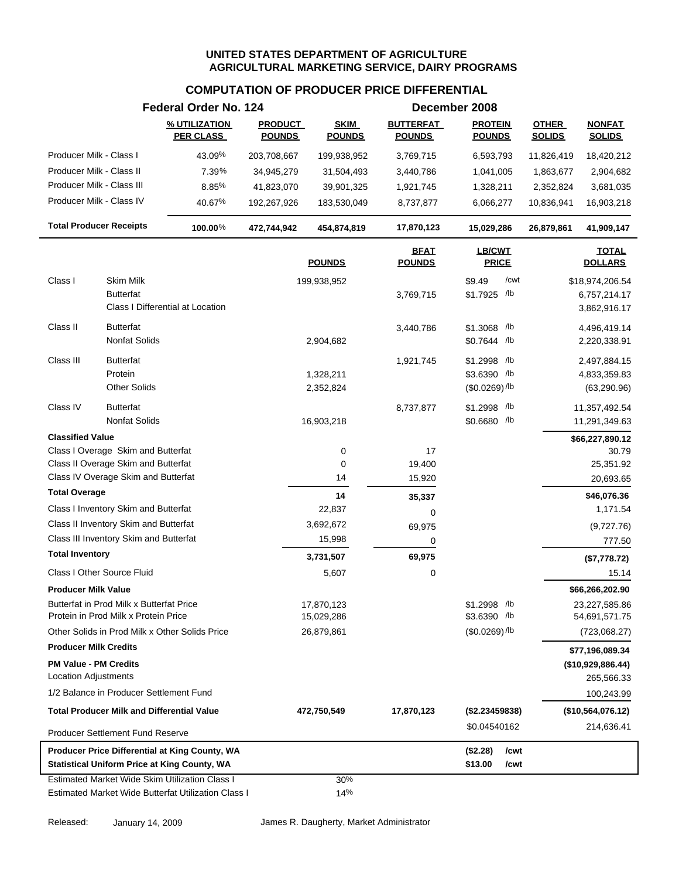**UNITED STATES DEPARTMENT OF AGRICULTURE**
**AGRICULTURAL MARKETING SERVICE, DAIRY PROGRAMS**

## COMPUTATION OF PRODUCER PRICE DIFFERENTIAL

**Federal Order No. 124** — **December 2008**

| | % UTILIZATION PER CLASS | PRODUCT POUNDS | SKIM POUNDS | BUTTERFAT POUNDS | PROTEIN POUNDS | OTHER SOLIDS | NONFAT SOLIDS |
|---|---|---|---|---|---|---|---|
| Producer Milk - Class I | 43.09% | 203,708,667 | 199,938,952 | 3,769,715 | 6,593,793 | 11,826,419 | 18,420,212 |
| Producer Milk - Class II | 7.39% | 34,945,279 | 31,504,493 | 3,440,786 | 1,041,005 | 1,863,677 | 2,904,682 |
| Producer Milk - Class III | 8.85% | 41,823,070 | 39,901,325 | 1,921,745 | 1,328,211 | 2,352,824 | 3,681,035 |
| Producer Milk - Class IV | 40.67% | 192,267,926 | 183,530,049 | 8,737,877 | 6,066,277 | 10,836,941 | 16,903,218 |
| **Total Producer Receipts** | **100.00%** | **472,744,942** | **454,874,819** | **17,870,123** | **15,029,286** | **26,879,861** | **41,909,147** |

| | | POUNDS | BFAT POUNDS | LB/CWT PRICE | TOTAL DOLLARS |
|---|---|---|---|---|---|
| Class I | Skim Milk | 199,938,952 | | $9.49 /cwt | $18,974,206.54 |
| | Butterfat | | 3,769,715 | $1.7925 /lb | 6,757,214.17 |
| | Class I Differential at Location | | | | 3,862,916.17 |
| Class II | Butterfat | | 3,440,786 | $1.3068 /lb | 4,496,419.14 |
| | Nonfat Solids | 2,904,682 | | $0.7644 /lb | 2,220,338.91 |
| Class III | Butterfat | | 1,921,745 | $1.2998 /lb | 2,497,884.15 |
| | Protein | 1,328,211 | | $3.6390 /lb | 4,833,359.83 |
| | Other Solids | 2,352,824 | | ($0.0269) /lb | (63,290.96) |
| Class IV | Butterfat | | 8,737,877 | $1.2998 /lb | 11,357,492.54 |
| | Nonfat Solids | 16,903,218 | | $0.6680 /lb | 11,291,349.63 |
| **Classified Value** | | | | | **$66,227,890.12** |
| Class I Overage Skim and Butterfat | | 0 | 17 | | 30.79 |
| Class II Overage Skim and Butterfat | | 0 | 19,400 | | 25,351.92 |
| Class IV Overage Skim and Butterfat | | 14 | 15,920 | | 20,693.65 |
| **Total Overage** | | **14** | **35,337** | | **$46,076.36** |
| Class I Inventory Skim and Butterfat | | 22,837 | 0 | | 1,171.54 |
| Class II Inventory Skim and Butterfat | | 3,692,672 | 69,975 | | (9,727.76) |
| Class III Inventory Skim and Butterfat | | 15,998 | 0 | | 777.50 |
| **Total Inventory** | | **3,731,507** | **69,975** | | **($7,778.72)** |
| Class I Other Source Fluid | | 5,607 | 0 | | 15.14 |
| **Producer Milk Value** | | | | | **$66,266,202.90** |
| Butterfat in Prod Milk x Butterfat Price | | 17,870,123 | | $1.2998 /lb | 23,227,585.86 |
| Protein in Prod Milk x Protein Price | | 15,029,286 | | $3.6390 /lb | 54,691,571.75 |
| Other Solids in Prod Milk x Other Solids Price | | 26,879,861 | | ($0.0269) /lb | (723,068.27) |
| **Producer Milk Credits** | | | | | **$77,196,089.34** |
| **PM Value - PM Credits** | | | | | **($10,929,886.44)** |
| Location Adjustments | | | | | 265,566.33 |
| 1/2 Balance in Producer Settlement Fund | | | | | 100,243.99 |
| **Total Producer Milk and Differential Value** | | **472,750,549** | **17,870,123** | **($2.23459838)** | **($10,564,076.12)** |
| Producer Settlement Fund Reserve | | | | $0.04540162 | 214,636.41 |
| **Producer Price Differential at King County, WA** | | | | **($2.28) /cwt** | |
| **Statistical Uniform Price at King County, WA** | | | | **$13.00 /cwt** | |
| Estimated Market Wide Skim Utilization Class I | | 30% | | | |
| Estimated Market Wide Butterfat Utilization Class I | | 14% | | | |

Released: January 14, 2009 — James R. Daugherty, Market Administrator